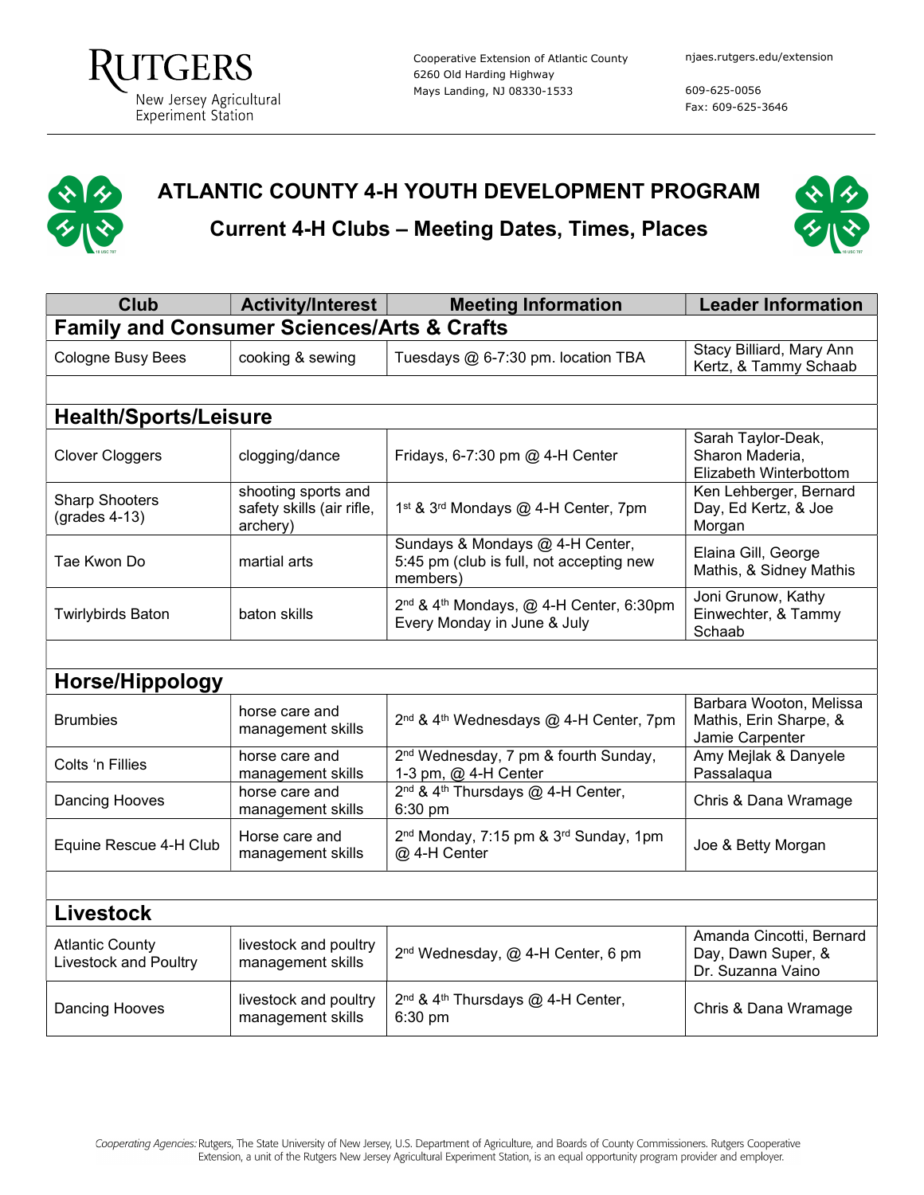Rutgers
New Jersey Agricultural Experiment Station

Cooperative Extension of Atlantic County
6260 Old Harding Highway
Mays Landing, NJ 08330-1533

njaes.rutgers.edu/extension

609-625-0056
Fax: 609-625-3646

# ATLANTIC COUNTY 4-H YOUTH DEVELOPMENT PROGRAM

## Current 4-H Clubs – Meeting Dates, Times, Places

| Club | Activity/Interest | Meeting Information | Leader Information |
|---|---|---|---|
| **Family and Consumer Sciences/Arts & Crafts** | | | |
| Cologne Busy Bees | cooking & sewing | Tuesdays @ 6-7:30 pm. location TBA | Stacy Billiard, Mary Ann Kertz, & Tammy Schaab |
| | | | |
| **Health/Sports/Leisure** | | | |
| Clover Cloggers | clogging/dance | Fridays, 6-7:30 pm @ 4-H Center | Sarah Taylor-Deak, Sharon Maderia, Elizabeth Winterbottom |
| Sharp Shooters (grades 4-13) | shooting sports and safety skills (air rifle, archery) | 1st & 3rd Mondays @ 4-H Center, 7pm | Ken Lehberger, Bernard Day, Ed Kertz, & Joe Morgan |
| Tae Kwon Do | martial arts | Sundays & Mondays @ 4-H Center, 5:45 pm (club is full, not accepting new members) | Elaina Gill, George Mathis, & Sidney Mathis |
| Twirlybirds Baton | baton skills | 2nd & 4th Mondays, @ 4-H Center, 6:30pm Every Monday in June & July | Joni Grunow, Kathy Einwechter, & Tammy Schaab |
| | | | |
| **Horse/Hippology** | | | |
| Brumbies | horse care and management skills | 2nd & 4th Wednesdays @ 4-H Center, 7pm | Barbara Wooton, Melissa Mathis, Erin Sharpe, & Jamie Carpenter |
| Colts 'n Fillies | horse care and management skills | 2nd Wednesday, 7 pm & fourth Sunday, 1-3 pm, @ 4-H Center | Amy Mejlak & Danyele Passalaqua |
| Dancing Hooves | horse care and management skills | 2nd & 4th Thursdays @ 4-H Center, 6:30 pm | Chris & Dana Wramage |
| Equine Rescue 4-H Club | Horse care and management skills | 2nd Monday, 7:15 pm & 3rd Sunday, 1pm @ 4-H Center | Joe & Betty Morgan |
| | | | |
| **Livestock** | | | |
| Atlantic County Livestock and Poultry | livestock and poultry management skills | 2nd Wednesday, @ 4-H Center, 6 pm | Amanda Cincotti, Bernard Day, Dawn Super, & Dr. Suzanna Vaino |
| Dancing Hooves | livestock and poultry management skills | 2nd & 4th Thursdays @ 4-H Center, 6:30 pm | Chris & Dana Wramage |

*Cooperating Agencies:* Rutgers, The State University of New Jersey, U.S. Department of Agriculture, and Boards of County Commissioners. Rutgers Cooperative Extension, a unit of the Rutgers New Jersey Agricultural Experiment Station, is an equal opportunity program provider and employer.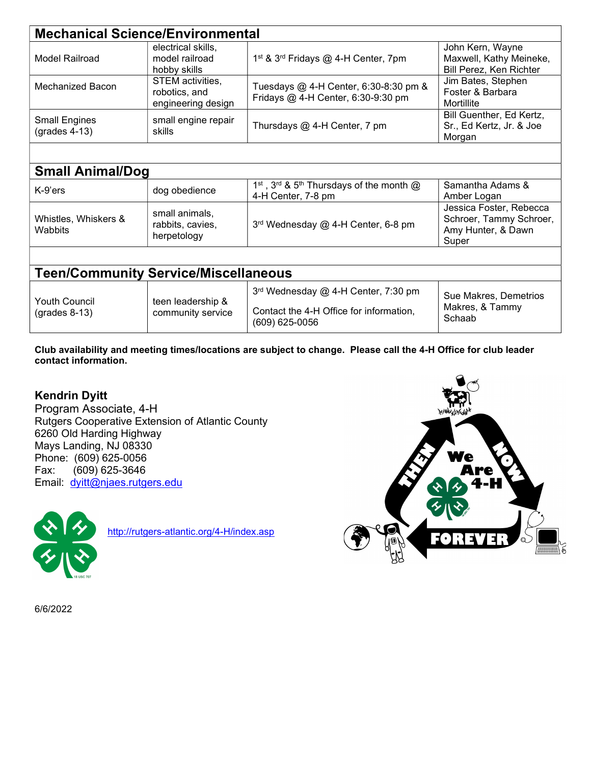| Mechanical Science/Environmental | | | |
|---|---|---|---|
| Model Railroad | electrical skills, model railroad hobby skills | 1st & 3rd Fridays @ 4-H Center, 7pm | John Kern, Wayne Maxwell, Kathy Meineke, Bill Perez, Ken Richter |
| Mechanized Bacon | STEM activities, robotics, and engineering design | Tuesdays @ 4-H Center, 6:30-8:30 pm & Fridays @ 4-H Center, 6:30-9:30 pm | Jim Bates, Stephen Foster & Barbara Mortillite |
| Small Engines (grades 4-13) | small engine repair skills | Thursdays @ 4-H Center, 7 pm | Bill Guenther, Ed Kertz, Sr., Ed Kertz, Jr. & Joe Morgan |
| | | | |
| **Small Animal/Dog** | | | |
| K-9'ers | dog obedience | 1st, 3rd & 5th Thursdays of the month @ 4-H Center, 7-8 pm | Samantha Adams & Amber Logan |
| Whistles, Whiskers & Wabbits | small animals, rabbits, cavies, herpetology | 3rd Wednesday @ 4-H Center, 6-8 pm | Jessica Foster, Rebecca Schroer, Tammy Schroer, Amy Hunter, & Dawn Super |
| | | | |
| **Teen/Community Service/Miscellaneous** | | | |
| Youth Council (grades 8-13) | teen leadership & community service | 3rd Wednesday @ 4-H Center, 7:30 pm<br><br>Contact the 4-H Office for information, (609) 625-0056 | Sue Makres, Demetrios Makres, & Tammy Schaab |

**Club availability and meeting times/locations are subject to change. Please call the 4-H Office for club leader contact information.**

**Kendrin Dyitt**
Program Associate, 4-H
Rutgers Cooperative Extension of Atlantic County
6260 Old Harding Highway
Mays Landing, NJ 08330
Phone: (609) 625-0056
Fax: (609) 625-3646
Email: dyitt@njaes.rutgers.edu

http://rutgers-atlantic.org/4-H/index.asp

THEN We Are 4-H NOW FOREVER

6/6/2022